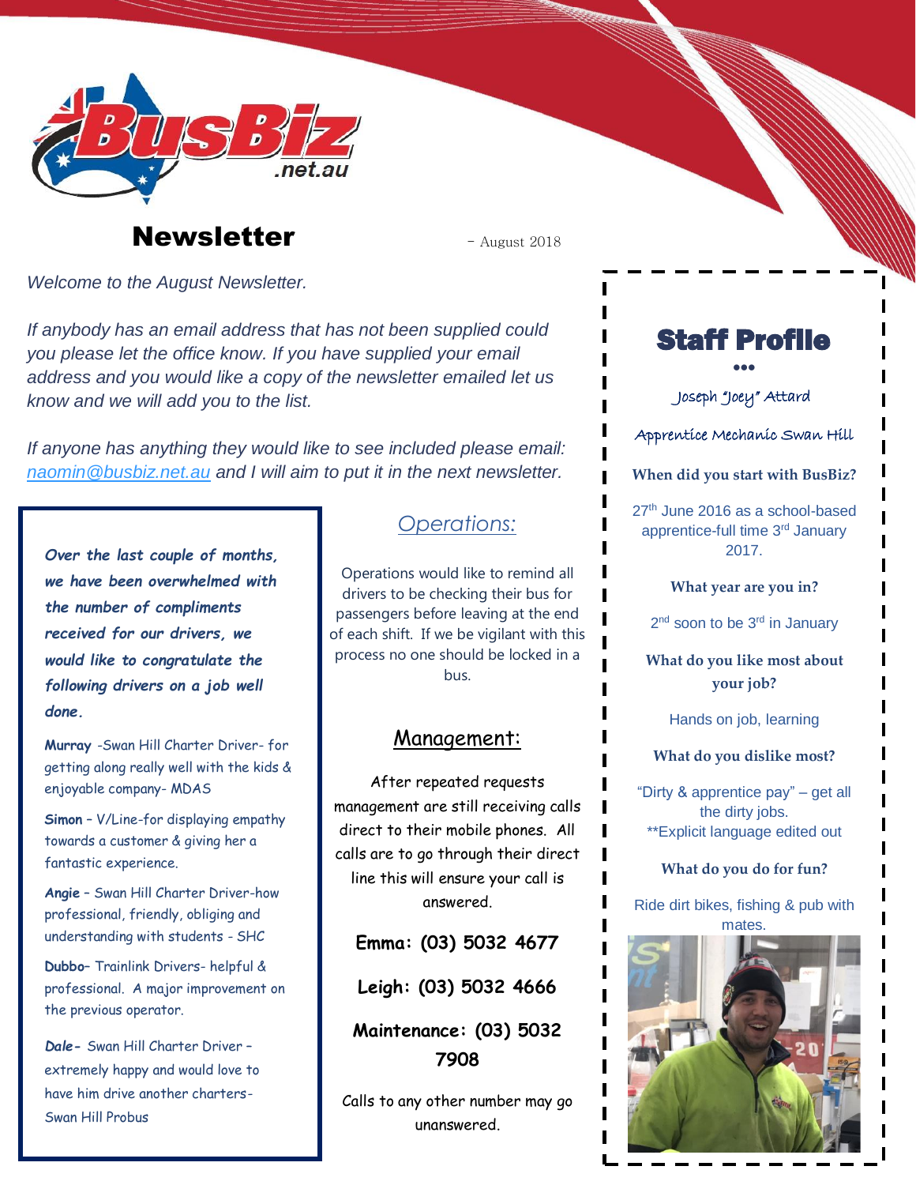# Newsletter

- August 2018

*Welcome to the August Newsletter.*

*If anybody has an email address that has not been supplied could you please let the office know. If you have supplied your email address and you would like a copy of the newsletter emailed let us know and we will add you to the list.*

*If anyone has anything they would like to see included please email: naomin@busbiz.net.au and I will aim to put it in the next newsletter.*

***Over the last couple of months, we have been overwhelmed with the number of compliments received for our drivers, we would like to congratulate the following drivers on a job well done.***

**Murray** -Swan Hill Charter Driver- for getting along really well with the kids & enjoyable company- MDAS

**Simon** – V/Line-for displaying empathy towards a customer & giving her a fantastic experience.

**Angie** – Swan Hill Charter Driver-how professional, friendly, obliging and understanding with students - SHC

**Dubbo**– Trainlink Drivers- helpful & professional. A major improvement on the previous operator.

***Dale*-** Swan Hill Charter Driver – extremely happy and would love to have him drive another charters- Swan Hill Probus

## *Operations:*

Operations would like to remind all drivers to be checking their bus for passengers before leaving at the end of each shift. If we be vigilant with this process no one should be locked in a bus.

## Management:

After repeated requests management are still receiving calls direct to their mobile phones. All calls are to go through their direct line this will ensure your call is answered.

**Emma: (03) 5032 4677**

**Leigh: (03) 5032 4666**

**Maintenance: (03) 5032 7908**

Calls to any other number may go unanswered.

## Staff Profile

Joseph "Joey" Attard

Apprentice Mechanic Swan Hill

**When did you start with BusBiz?**

27th June 2016 as a school-based apprentice-full time 3rd January 2017.

**What year are you in?**

2nd soon to be 3rd in January

**What do you like most about your job?**

Hands on job, learning

**What do you dislike most?**

"Dirty & apprentice pay" – get all the dirty jobs.
**Explicit language edited out

**What do you do for fun?**

Ride dirt bikes, fishing & pub with mates.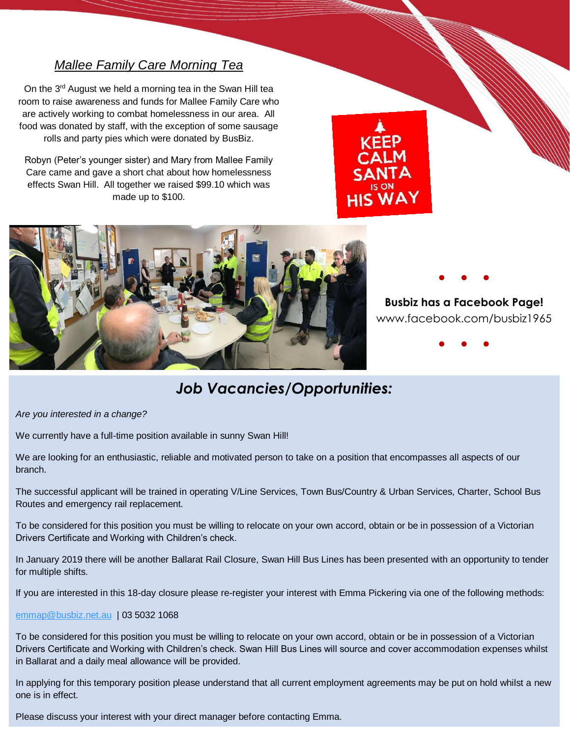## *Mallee Family Care Morning Tea*

On the 3rd August we held a morning tea in the Swan Hill tea room to raise awareness and funds for Mallee Family Care who are actively working to combat homelessness in our area. All food was donated by staff, with the exception of some sausage rolls and party pies which were donated by BusBiz.

Robyn (Peter's younger sister) and Mary from Mallee Family Care came and gave a short chat about how homelessness effects Swan Hill. All together we raised $99.10 which was made up to $100.

KEEP CALM SANTA IS ON HIS WAY

**Busbiz has a Facebook Page!**

www.facebook.com/busbiz1965

## *Job Vacancies/Opportunities:*

*Are you interested in a change?*

We currently have a full-time position available in sunny Swan Hill!

We are looking for an enthusiastic, reliable and motivated person to take on a position that encompasses all aspects of our branch.

The successful applicant will be trained in operating V/Line Services, Town Bus/Country & Urban Services, Charter, School Bus Routes and emergency rail replacement.

To be considered for this position you must be willing to relocate on your own accord, obtain or be in possession of a Victorian Drivers Certificate and Working with Children's check.

In January 2019 there will be another Ballarat Rail Closure, Swan Hill Bus Lines has been presented with an opportunity to tender for multiple shifts.

If you are interested in this 18-day closure please re-register your interest with Emma Pickering via one of the following methods:

emmap@busbiz.net.au | 03 5032 1068

To be considered for this position you must be willing to relocate on your own accord, obtain or be in possession of a Victorian Drivers Certificate and Working with Children's check. Swan Hill Bus Lines will source and cover accommodation expenses whilst in Ballarat and a daily meal allowance will be provided.

In applying for this temporary position please understand that all current employment agreements may be put on hold whilst a new one is in effect.

Please discuss your interest with your direct manager before contacting Emma.